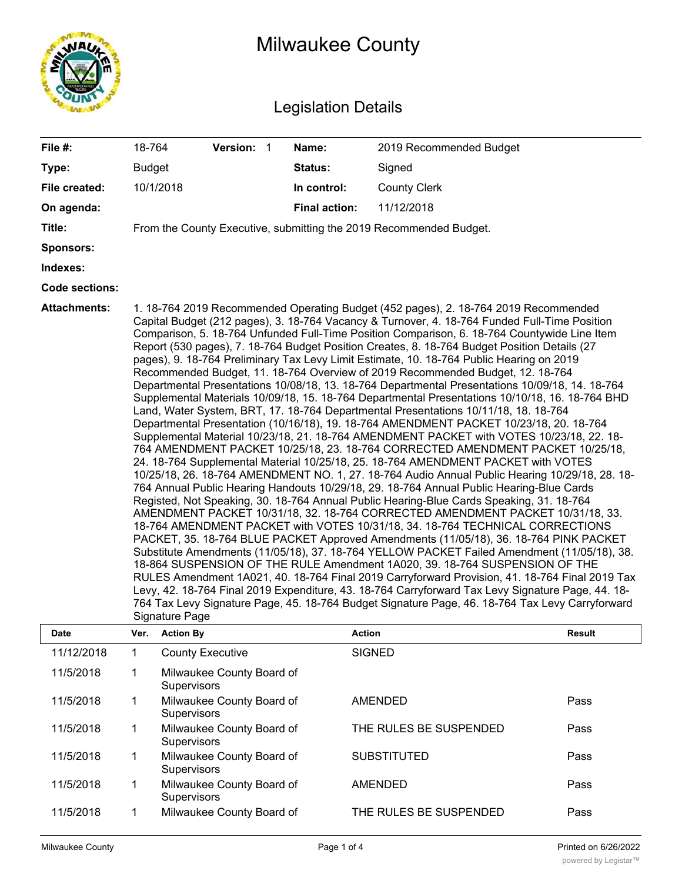# Milwaukee County

## Legislation Details

| | | | | | |
|---|---|---|---|---|---|
| **File #:** | 18-764 | **Version:** 1 | **Name:** | 2019 Recommended Budget | |
| **Type:** | Budget | | **Status:** | Signed | |
| **File created:** | 10/1/2018 | | **In control:** | County Clerk | |
| **On agenda:** | | | **Final action:** | 11/12/2018 | |

**Title:** From the County Executive, submitting the 2019 Recommended Budget.

**Sponsors:**

**Indexes:**

**Code sections:**

**Attachments:** 1. 18-764 2019 Recommended Operating Budget (452 pages), 2. 18-764 2019 Recommended Capital Budget (212 pages), 3. 18-764 Vacancy & Turnover, 4. 18-764 Funded Full-Time Position Comparison, 5. 18-764 Unfunded Full-Time Position Comparison, 6. 18-764 Countywide Line Item Report (530 pages), 7. 18-764 Budget Position Creates, 8. 18-764 Budget Position Details (27 pages), 9. 18-764 Preliminary Tax Levy Limit Estimate, 10. 18-764 Public Hearing on 2019 Recommended Budget, 11. 18-764 Overview of 2019 Recommended Budget, 12. 18-764 Departmental Presentations 10/08/18, 13. 18-764 Departmental Presentations 10/09/18, 14. 18-764 Supplemental Materials 10/09/18, 15. 18-764 Departmental Presentations 10/10/18, 16. 18-764 BHD Land, Water System, BRT, 17. 18-764 Departmental Presentations 10/11/18, 18. 18-764 Departmental Presentation (10/16/18), 19. 18-764 AMENDMENT PACKET 10/23/18, 20. 18-764 Supplemental Material 10/23/18, 21. 18-764 AMENDMENT PACKET with VOTES 10/23/18, 22. 18-764 AMENDMENT PACKET 10/25/18, 23. 18-764 CORRECTED AMENDMENT PACKET 10/25/18, 24. 18-764 Supplemental Material 10/25/18, 25. 18-764 AMENDMENT PACKET with VOTES 10/25/18, 26. 18-764 AMENDMENT NO. 1, 27. 18-764 Audio Annual Public Hearing 10/29/18, 28. 18-764 Annual Public Hearing Handouts 10/29/18, 29. 18-764 Annual Public Hearing-Blue Cards Registed, Not Speaking, 30. 18-764 Annual Public Hearing-Blue Cards Speaking, 31. 18-764 AMENDMENT PACKET 10/31/18, 32. 18-764 CORRECTED AMENDMENT PACKET 10/31/18, 33. 18-764 AMENDMENT PACKET with VOTES 10/31/18, 34. 18-764 TECHNICAL CORRECTIONS PACKET, 35. 18-764 BLUE PACKET Approved Amendments (11/05/18), 36. 18-764 PINK PACKET Substitute Amendments (11/05/18), 37. 18-764 YELLOW PACKET Failed Amendment (11/05/18), 38. 18-864 SUSPENSION OF THE RULE Amendment 1A020, 39. 18-764 SUSPENSION OF THE RULES Amendment 1A021, 40. 18-764 Final 2019 Carryforward Provision, 41. 18-764 Final 2019 Tax Levy, 42. 18-764 Final 2019 Expenditure, 43. 18-764 Carryforward Tax Levy Signature Page, 44. 18-764 Tax Levy Signature Page, 45. 18-764 Budget Signature Page, 46. 18-764 Tax Levy Carryforward Signature Page

| Date | Ver. | Action By | Action | Result |
|---|---|---|---|---|
| 11/12/2018 | 1 | County Executive | SIGNED | |
| 11/5/2018 | 1 | Milwaukee County Board of Supervisors | | |
| 11/5/2018 | 1 | Milwaukee County Board of Supervisors | AMENDED | Pass |
| 11/5/2018 | 1 | Milwaukee County Board of Supervisors | THE RULES BE SUSPENDED | Pass |
| 11/5/2018 | 1 | Milwaukee County Board of Supervisors | SUBSTITUTED | Pass |
| 11/5/2018 | 1 | Milwaukee County Board of Supervisors | AMENDED | Pass |
| 11/5/2018 | 1 | Milwaukee County Board of | THE RULES BE SUSPENDED | Pass |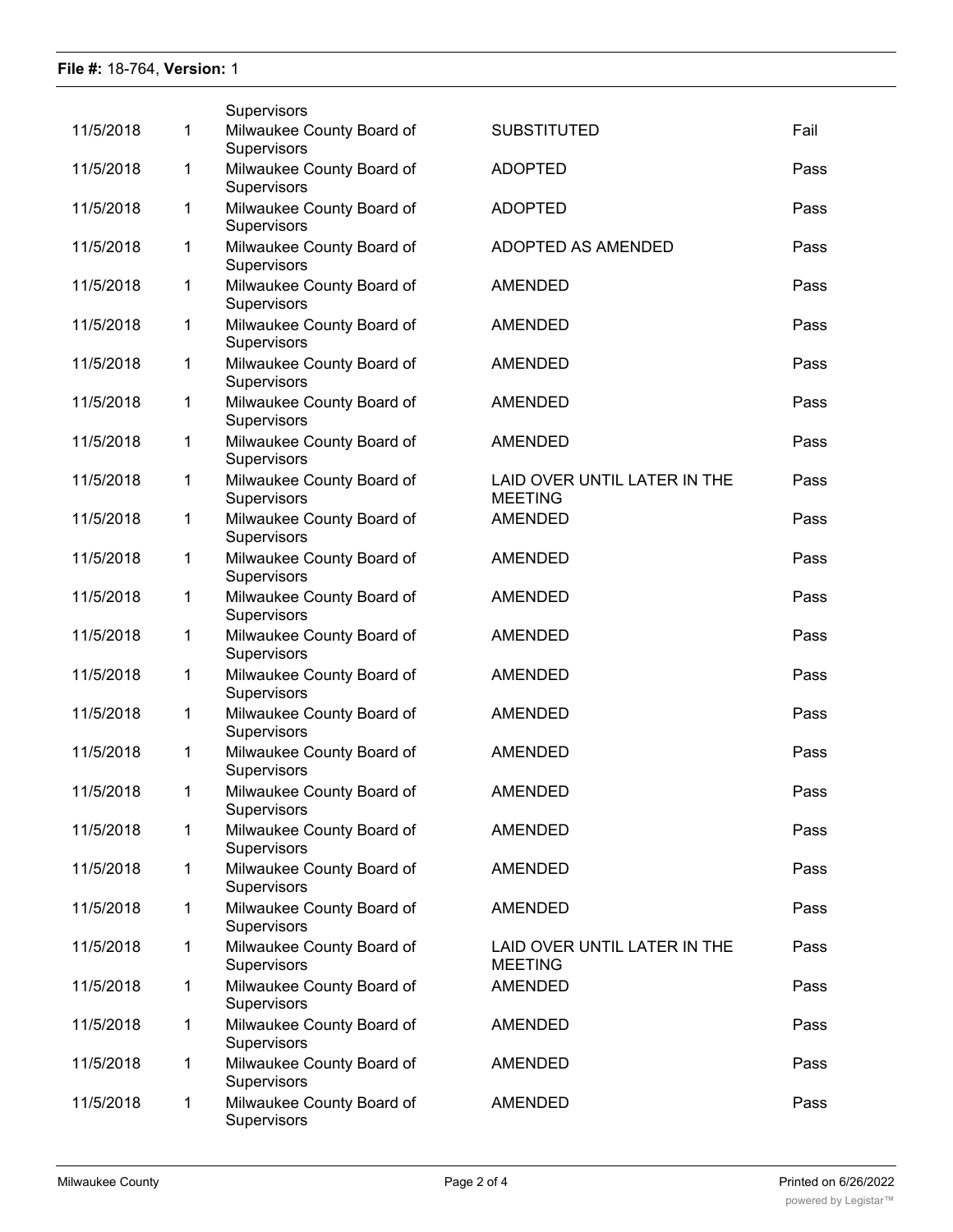**File #:** 18-764, **Version:** 1

| | | | | |
|---|---|---|---|---|
| | | Supervisors | | |
| 11/5/2018 | 1 | Milwaukee County Board of Supervisors | SUBSTITUTED | Fail |
| 11/5/2018 | 1 | Milwaukee County Board of Supervisors | ADOPTED | Pass |
| 11/5/2018 | 1 | Milwaukee County Board of Supervisors | ADOPTED | Pass |
| 11/5/2018 | 1 | Milwaukee County Board of Supervisors | ADOPTED AS AMENDED | Pass |
| 11/5/2018 | 1 | Milwaukee County Board of Supervisors | AMENDED | Pass |
| 11/5/2018 | 1 | Milwaukee County Board of Supervisors | AMENDED | Pass |
| 11/5/2018 | 1 | Milwaukee County Board of Supervisors | AMENDED | Pass |
| 11/5/2018 | 1 | Milwaukee County Board of Supervisors | AMENDED | Pass |
| 11/5/2018 | 1 | Milwaukee County Board of Supervisors | AMENDED | Pass |
| 11/5/2018 | 1 | Milwaukee County Board of Supervisors | LAID OVER UNTIL LATER IN THE MEETING | Pass |
| 11/5/2018 | 1 | Milwaukee County Board of Supervisors | AMENDED | Pass |
| 11/5/2018 | 1 | Milwaukee County Board of Supervisors | AMENDED | Pass |
| 11/5/2018 | 1 | Milwaukee County Board of Supervisors | AMENDED | Pass |
| 11/5/2018 | 1 | Milwaukee County Board of Supervisors | AMENDED | Pass |
| 11/5/2018 | 1 | Milwaukee County Board of Supervisors | AMENDED | Pass |
| 11/5/2018 | 1 | Milwaukee County Board of Supervisors | AMENDED | Pass |
| 11/5/2018 | 1 | Milwaukee County Board of Supervisors | AMENDED | Pass |
| 11/5/2018 | 1 | Milwaukee County Board of Supervisors | AMENDED | Pass |
| 11/5/2018 | 1 | Milwaukee County Board of Supervisors | AMENDED | Pass |
| 11/5/2018 | 1 | Milwaukee County Board of Supervisors | AMENDED | Pass |
| 11/5/2018 | 1 | Milwaukee County Board of Supervisors | AMENDED | Pass |
| 11/5/2018 | 1 | Milwaukee County Board of Supervisors | LAID OVER UNTIL LATER IN THE MEETING | Pass |
| 11/5/2018 | 1 | Milwaukee County Board of Supervisors | AMENDED | Pass |
| 11/5/2018 | 1 | Milwaukee County Board of Supervisors | AMENDED | Pass |
| 11/5/2018 | 1 | Milwaukee County Board of Supervisors | AMENDED | Pass |
| 11/5/2018 | 1 | Milwaukee County Board of Supervisors | AMENDED | Pass |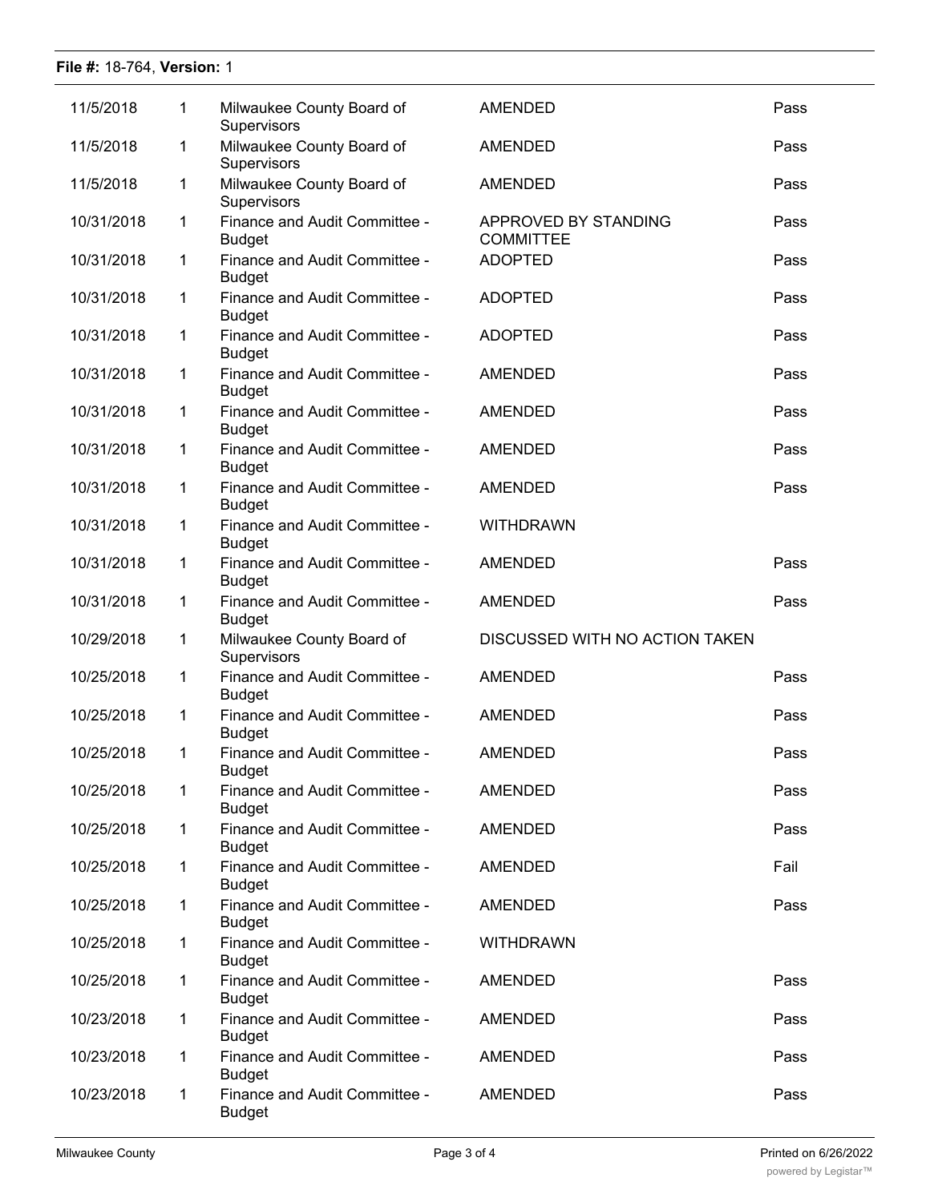| | | | | |
|---|---|---|---|---|
| 11/5/2018 | 1 | Milwaukee County Board of Supervisors | AMENDED | Pass |
| 11/5/2018 | 1 | Milwaukee County Board of Supervisors | AMENDED | Pass |
| 11/5/2018 | 1 | Milwaukee County Board of Supervisors | AMENDED | Pass |
| 10/31/2018 | 1 | Finance and Audit Committee - Budget | APPROVED BY STANDING COMMITTEE | Pass |
| 10/31/2018 | 1 | Finance and Audit Committee - Budget | ADOPTED | Pass |
| 10/31/2018 | 1 | Finance and Audit Committee - Budget | ADOPTED | Pass |
| 10/31/2018 | 1 | Finance and Audit Committee - Budget | ADOPTED | Pass |
| 10/31/2018 | 1 | Finance and Audit Committee - Budget | AMENDED | Pass |
| 10/31/2018 | 1 | Finance and Audit Committee - Budget | AMENDED | Pass |
| 10/31/2018 | 1 | Finance and Audit Committee - Budget | AMENDED | Pass |
| 10/31/2018 | 1 | Finance and Audit Committee - Budget | AMENDED | Pass |
| 10/31/2018 | 1 | Finance and Audit Committee - Budget | WITHDRAWN | |
| 10/31/2018 | 1 | Finance and Audit Committee - Budget | AMENDED | Pass |
| 10/31/2018 | 1 | Finance and Audit Committee - Budget | AMENDED | Pass |
| 10/29/2018 | 1 | Milwaukee County Board of Supervisors | DISCUSSED WITH NO ACTION TAKEN | |
| 10/25/2018 | 1 | Finance and Audit Committee - Budget | AMENDED | Pass |
| 10/25/2018 | 1 | Finance and Audit Committee - Budget | AMENDED | Pass |
| 10/25/2018 | 1 | Finance and Audit Committee - Budget | AMENDED | Pass |
| 10/25/2018 | 1 | Finance and Audit Committee - Budget | AMENDED | Pass |
| 10/25/2018 | 1 | Finance and Audit Committee - Budget | AMENDED | Pass |
| 10/25/2018 | 1 | Finance and Audit Committee - Budget | AMENDED | Fail |
| 10/25/2018 | 1 | Finance and Audit Committee - Budget | AMENDED | Pass |
| 10/25/2018 | 1 | Finance and Audit Committee - Budget | WITHDRAWN | |
| 10/25/2018 | 1 | Finance and Audit Committee - Budget | AMENDED | Pass |
| 10/23/2018 | 1 | Finance and Audit Committee - Budget | AMENDED | Pass |
| 10/23/2018 | 1 | Finance and Audit Committee - Budget | AMENDED | Pass |
| 10/23/2018 | 1 | Finance and Audit Committee - Budget | AMENDED | Pass |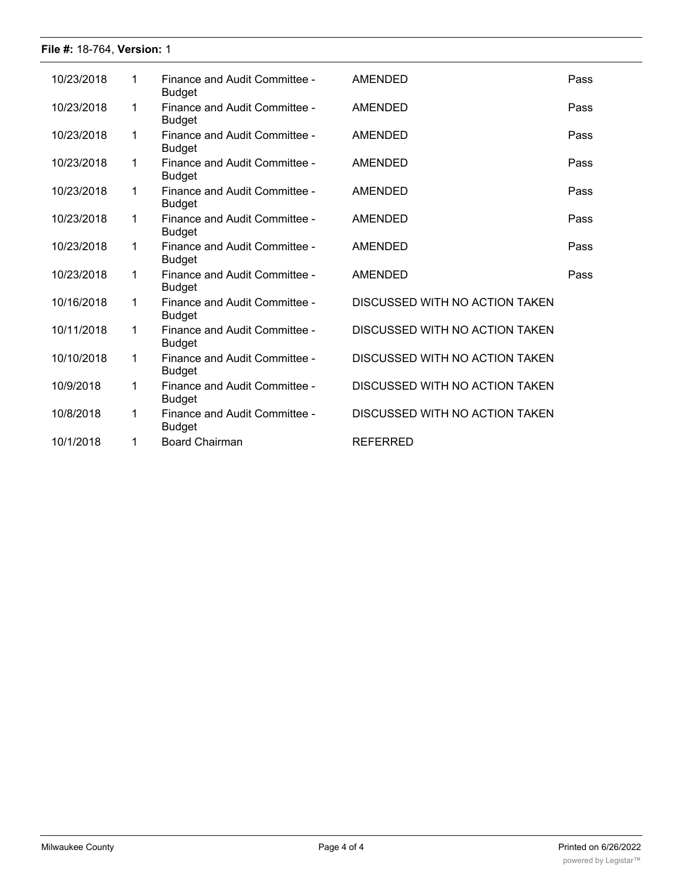| | | | | |
|---|---|---|---|---|
| 10/23/2018 | 1 | Finance and Audit Committee - Budget | AMENDED | Pass |
| 10/23/2018 | 1 | Finance and Audit Committee - Budget | AMENDED | Pass |
| 10/23/2018 | 1 | Finance and Audit Committee - Budget | AMENDED | Pass |
| 10/23/2018 | 1 | Finance and Audit Committee - Budget | AMENDED | Pass |
| 10/23/2018 | 1 | Finance and Audit Committee - Budget | AMENDED | Pass |
| 10/23/2018 | 1 | Finance and Audit Committee - Budget | AMENDED | Pass |
| 10/23/2018 | 1 | Finance and Audit Committee - Budget | AMENDED | Pass |
| 10/23/2018 | 1 | Finance and Audit Committee - Budget | AMENDED | Pass |
| 10/16/2018 | 1 | Finance and Audit Committee - Budget | DISCUSSED WITH NO ACTION TAKEN | |
| 10/11/2018 | 1 | Finance and Audit Committee - Budget | DISCUSSED WITH NO ACTION TAKEN | |
| 10/10/2018 | 1 | Finance and Audit Committee - Budget | DISCUSSED WITH NO ACTION TAKEN | |
| 10/9/2018 | 1 | Finance and Audit Committee - Budget | DISCUSSED WITH NO ACTION TAKEN | |
| 10/8/2018 | 1 | Finance and Audit Committee - Budget | DISCUSSED WITH NO ACTION TAKEN | |
| 10/1/2018 | 1 | Board Chairman | REFERRED | |